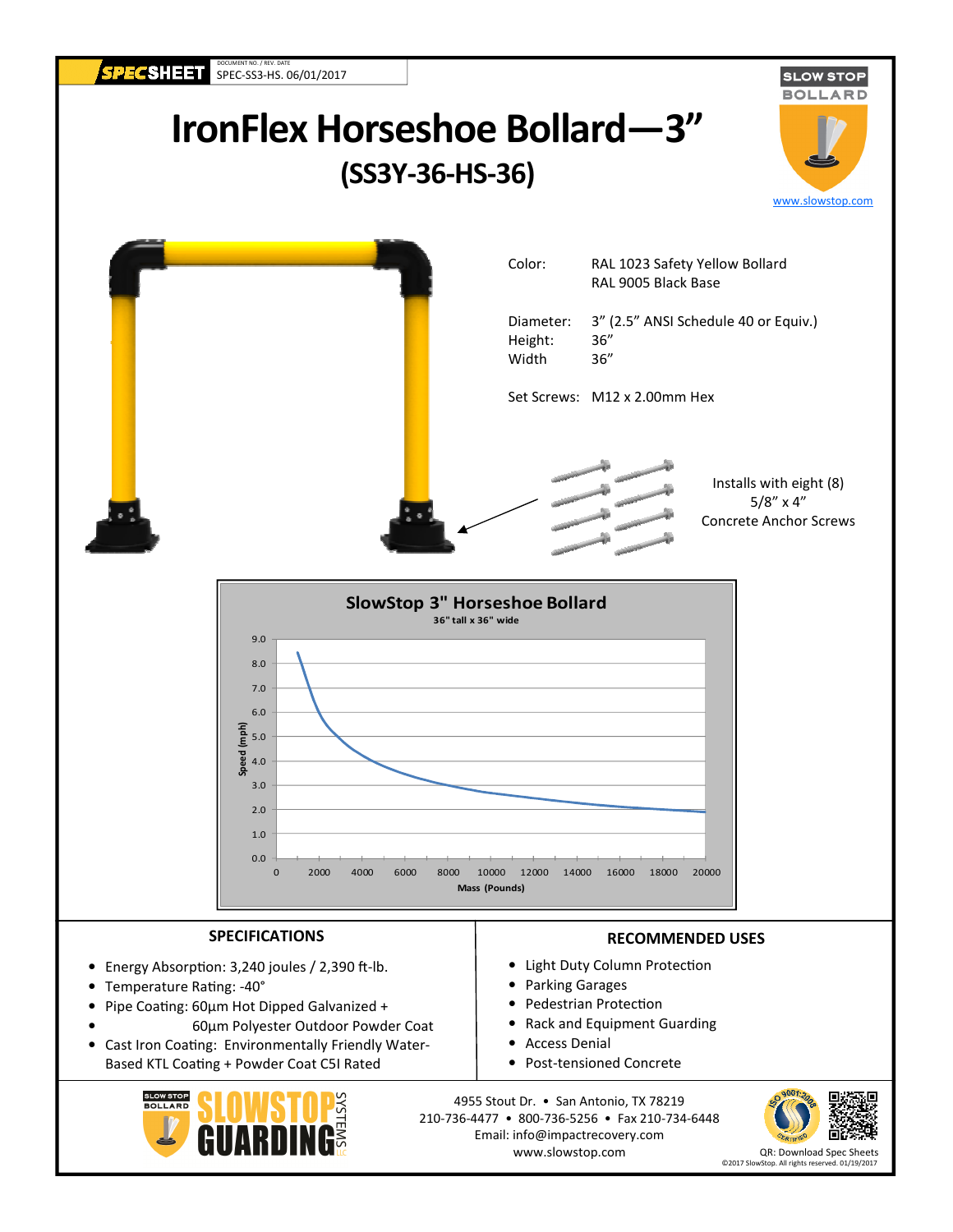SPECSHEET

DOCUMENT NO. / REV. DATE
SPEC-SS3-HS. 06/01/2017

SLOW STOP BOLLARD

www.slowstop.com

# IronFlex Horseshoe Bollard—3"

## (SS3Y-36-HS-36)

| | |
|---|---|
| Color: | RAL 1023 Safety Yellow Bollard<br>RAL 9005 Black Base |
| Diameter: | 3" (2.5" ANSI Schedule 40 or Equiv.) |
| Height: | 36" |
| Width | 36" |
| Set Screws: | M12 x 2.00mm Hex |

Installs with eight (8) 5/8" x 4" Concrete Anchor Screws

**SlowStop 3" Horseshoe Bollard**

36" tall x 36" wide

Speed (mph) vs. Mass (Pounds)

## SPECIFICATIONS

- Energy Absorption: 3,240 joules / 2,390 ft-lb.
- Temperature Rating: -40°
- Pipe Coating: 60µm Hot Dipped Galvanized + 60µm Polyester Outdoor Powder Coat
- Cast Iron Coating: Environmentally Friendly Water-Based KTL Coating + Powder Coat C5I Rated

## RECOMMENDED USES

- Light Duty Column Protection
- Parking Garages
- Pedestrian Protection
- Rack and Equipment Guarding
- Access Denial
- Post-tensioned Concrete

SLOWSTOP GUARDING SYSTEMS LLC

4955 Stout Dr. • San Antonio, TX 78219
210-736-4477 • 800-736-5256 • Fax 210-734-6448
Email: info@impactrecovery.com
www.slowstop.com

QR: Download Spec Sheets

©2017 SlowStop. All rights reserved. 01/19/2017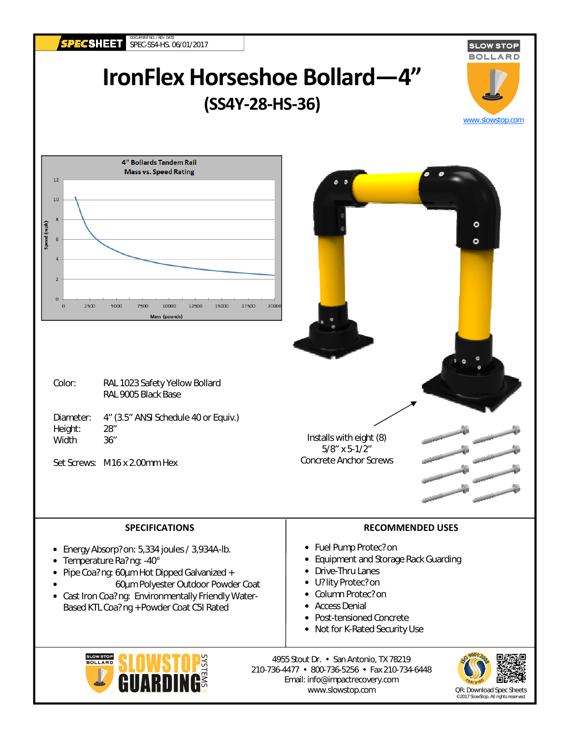SPECSHEET

DOCUMENT NO. / REV. DATE
SPEC-SS4-HS. 06/01/2017

SLOW STOP BOLLARD

www.slowstop.com

# IronFlex Horseshoe Bollard—4"

## (SS4Y-28-HS-36)

4" Bollards Tandem Rail
Mass vs. Speed Rating

Speed (mph)

12
10
8
6
4
2
0

0 2500 5000 7500 10000 12500 15000 17500 20000

Mass (pounds)

Color: RAL 1023 Safety Yellow Bollard
RAL 9005 Black Base

Diameter: 4" (3.5" ANSI Schedule 40 or Equiv.)
Height: 28"
Width 36"

Set Screws: M16 x 2.00mm Hex

Installs with eight (8)
5/8" x 5-1/2"
Concrete Anchor Screws

### SPECIFICATIONS

- Energy Absorp?on: 5,334 joules / 3,934A-lb.
- Temperature Ra?ng: -40°
- Pipe Coa?ng: 60µm Hot Dipped Galvanized +
- 60µm Polyester Outdoor Powder Coat
- Cast Iron Coa?ng: Environmentally Friendly Water-Based KTL Coa?ng + Powder Coat C5I Rated

### RECOMMENDED USES

- Fuel Pump Protec?on
- Equipment and Storage Rack Guarding
- Drive-Thru Lanes
- U?lity Protec?on
- Column Protec?on
- Access Denial
- Post-tensioned Concrete
- Not for K-Rated Security Use

SLOW STOP BOLLARD
SLOWSTOP GUARDING SYSTEMS LLC

4955 Stout Dr. • San Antonio, TX 78219
210-736-4477 • 800-736-5256 • Fax 210-734-6448
Email: info@impactrecovery.com
www.slowstop.com

ISO 9001:2008 CERTIFIED

QR: Download Spec Sheets
©2017 SlowStop. All rights reserved.